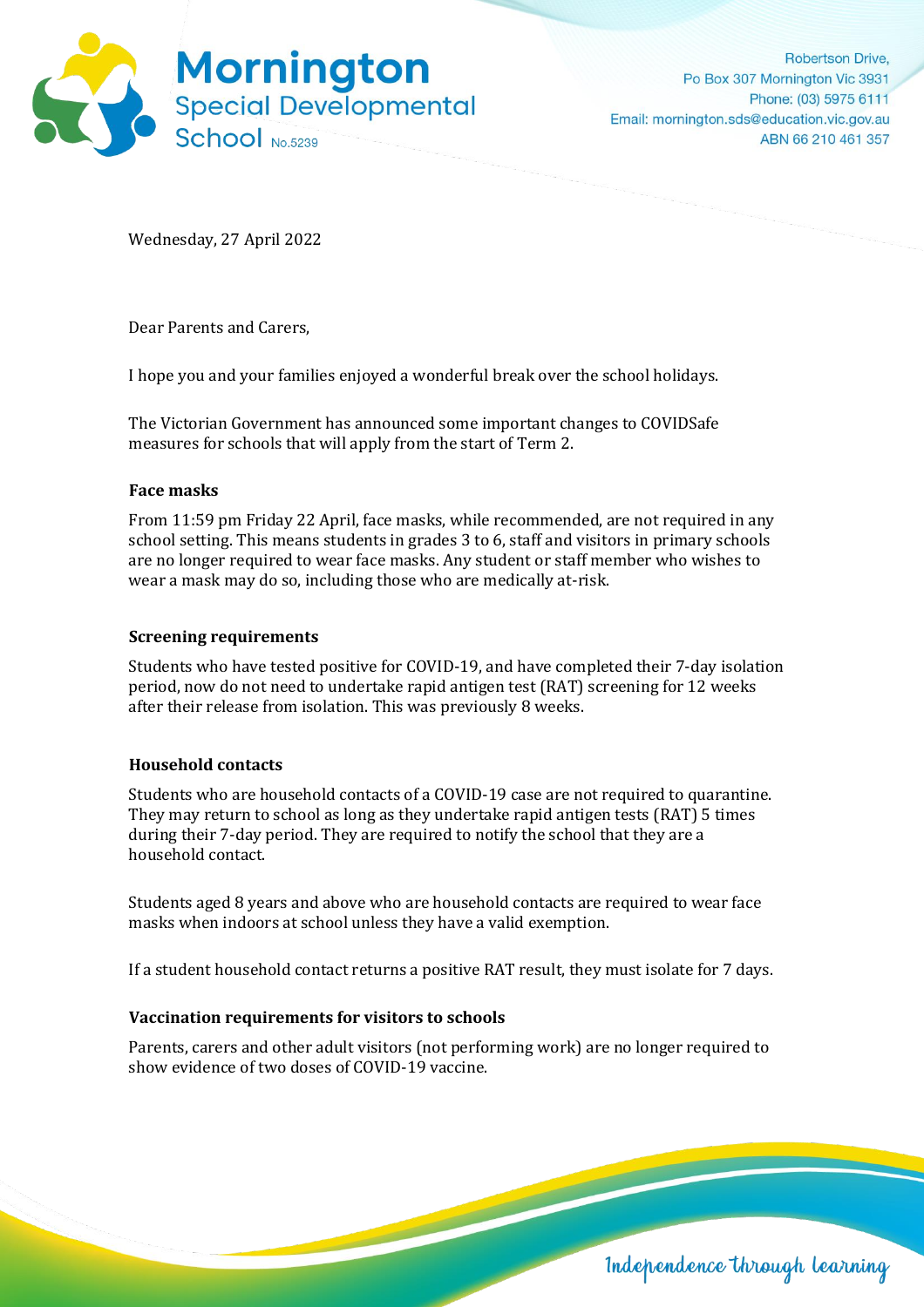Mornington Special Developmental School No.5239

Robertson Drive,
Po Box 307 Mornington Vic 3931
Phone: (03) 5975 6111
Email: mornington.sds@education.vic.gov.au
ABN 66 210 461 357

Wednesday, 27 April 2022

Dear Parents and Carers,

I hope you and your families enjoyed a wonderful break over the school holidays.

The Victorian Government has announced some important changes to COVIDSafe measures for schools that will apply from the start of Term 2.

**Face masks**

From 11:59 pm Friday 22 April, face masks, while recommended, are not required in any school setting. This means students in grades 3 to 6, staff and visitors in primary schools are no longer required to wear face masks. Any student or staff member who wishes to wear a mask may do so, including those who are medically at-risk.

**Screening requirements**

Students who have tested positive for COVID-19, and have completed their 7-day isolation period, now do not need to undertake rapid antigen test (RAT) screening for 12 weeks after their release from isolation. This was previously 8 weeks.

**Household contacts**

Students who are household contacts of a COVID-19 case are not required to quarantine. They may return to school as long as they undertake rapid antigen tests (RAT) 5 times during their 7-day period. They are required to notify the school that they are a household contact.

Students aged 8 years and above who are household contacts are required to wear face masks when indoors at school unless they have a valid exemption.

If a student household contact returns a positive RAT result, they must isolate for 7 days.

**Vaccination requirements for visitors to schools**

Parents, carers and other adult visitors (not performing work) are no longer required to show evidence of two doses of COVID-19 vaccine.

*Independence through learning*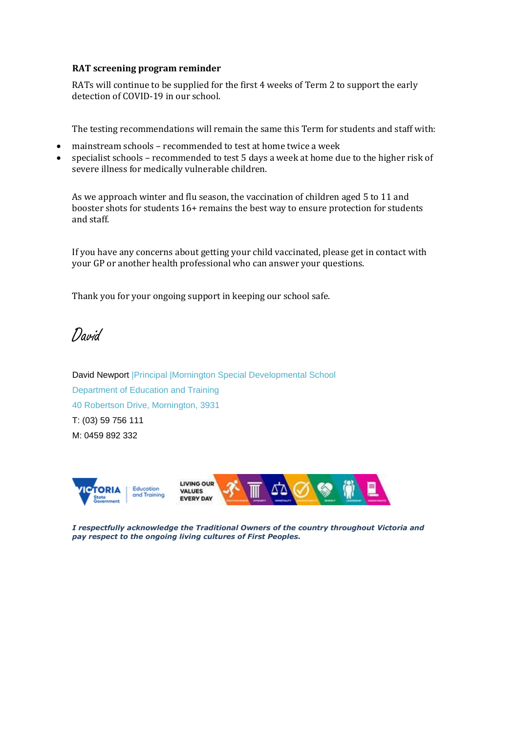**RAT screening program reminder**

RATs will continue to be supplied for the first 4 weeks of Term 2 to support the early detection of COVID-19 in our school.

The testing recommendations will remain the same this Term for students and staff with:

- mainstream schools – recommended to test at home twice a week
- specialist schools – recommended to test 5 days a week at home due to the higher risk of severe illness for medically vulnerable children.

As we approach winter and flu season, the vaccination of children aged 5 to 11 and booster shots for students 16+ remains the best way to ensure protection for students and staff.

If you have any concerns about getting your child vaccinated, please get in contact with your GP or another health professional who can answer your questions.

Thank you for your ongoing support in keeping our school safe.

David

David Newport |Principal |Mornington Special Developmental School
Department of Education and Training
40 Robertson Drive, Mornington, 3931
T: (03) 59 756 111
M: 0459 892 332

*I respectfully acknowledge the Traditional Owners of the country throughout Victoria and pay respect to the ongoing living cultures of First Peoples.*